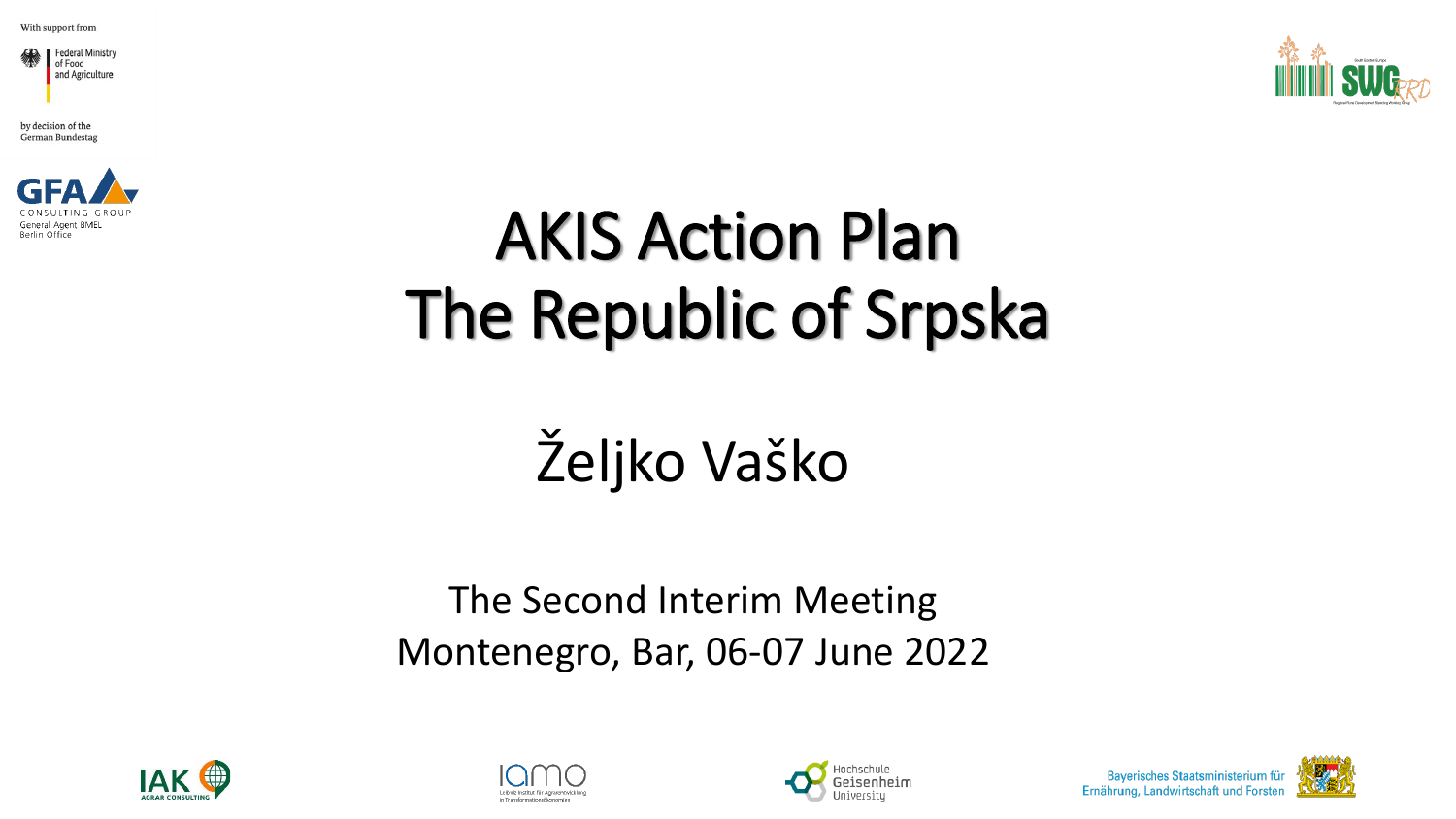With support from

Federal Ministry of Food and Agriculture

by decision of the German Bundestag

GFA CONSULTING GROUP
General Agent BMEL
Berlin Office

# AKIS Action Plan
# The Republic of Srpska

## Željko Vaško

The Second Interim Meeting
Montenegro, Bar, 06-07 June 2022

IAK AGRAR CONSULTING

iamo

Hochschule Geisenheim University

Bayerisches Staatsministerium für Ernährung, Landwirtschaft und Forsten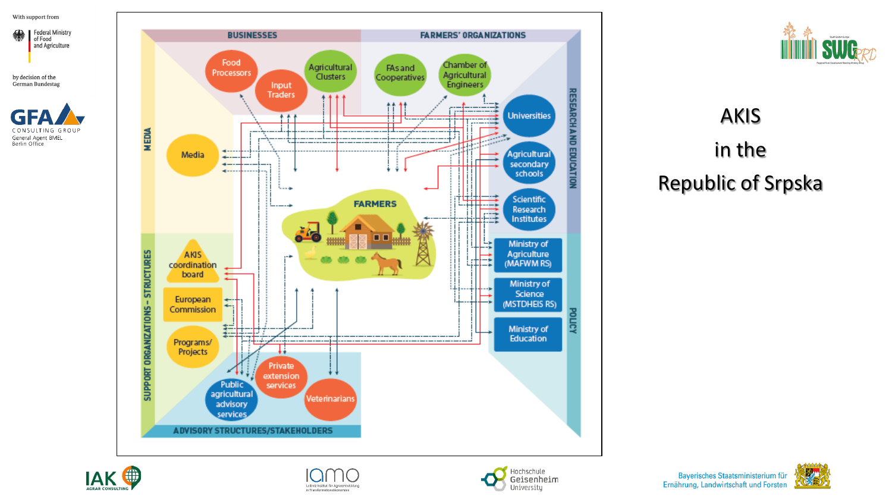With support from

Federal Ministry of Food and Agriculture

by decision of the German Bundestag

GFA CONSULTING GROUP
General Agent BMEL
Berlin Office

# AKIS in the Republic of Srpska

BUSINESSES

FARMERS' ORGANIZATIONS

Food Processors

Input Traders

Agricultural Clusters

FAs and Cooperatives

Chamber of Agricultural Engineers

MEDIA

Media

RESEARCH AND EDUCATION

Universities

Agricultural secondary schools

Scientific Research Institutes

FARMERS

SUPPORT ORGANIZATIONS – STRUCTURES

AKIS coordination board

European Commission

Programs/ Projects

POLICY

Ministry of Agriculture (MAFWM RS)

Ministry of Science (MSTDHEIS RS)

Ministry of Education

ADVISORY STRUCTURES/STAKEHOLDERS

Public agricultural advisory services

Private extension services

Veterinarians

IAK AGRAR CONSULTING

iamo

Hochschule Geisenheim University

Bayerisches Staatsministerium für Ernährung, Landwirtschaft und Forsten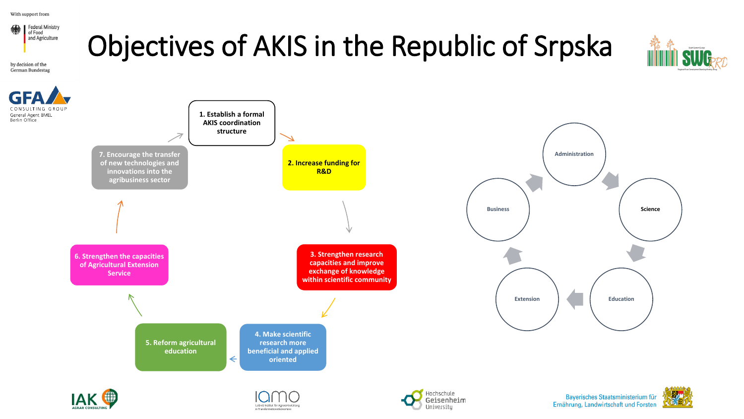With support from

Federal Ministry of Food and Agriculture

by decision of the German Bundestag

GFA CONSULTING GROUP
General Agent BMEL
Berlin Office

# Objectives of AKIS in the Republic of Srpska

1. Establish a formal AKIS coordination structure
2. Increase funding for R&D
3. Strengthen research capacities and improve exchange of knowledge within scientific community
4. Make scientific research more beneficial and applied oriented
5. Reform agricultural education
6. Strengthen the capacities of Agricultural Extension Service
7. Encourage the transfer of new technologies and innovations into the agribusiness sector

Administration → Science → Education → Extension → Business → Administration

IAK AGRAR CONSULTING

IAMO Leibniz-Institut für Agrarentwicklung in Transformationsökonomien

Hochschule Geisenheim University

Bayerisches Staatsministerium für Ernährung, Landwirtschaft und Forsten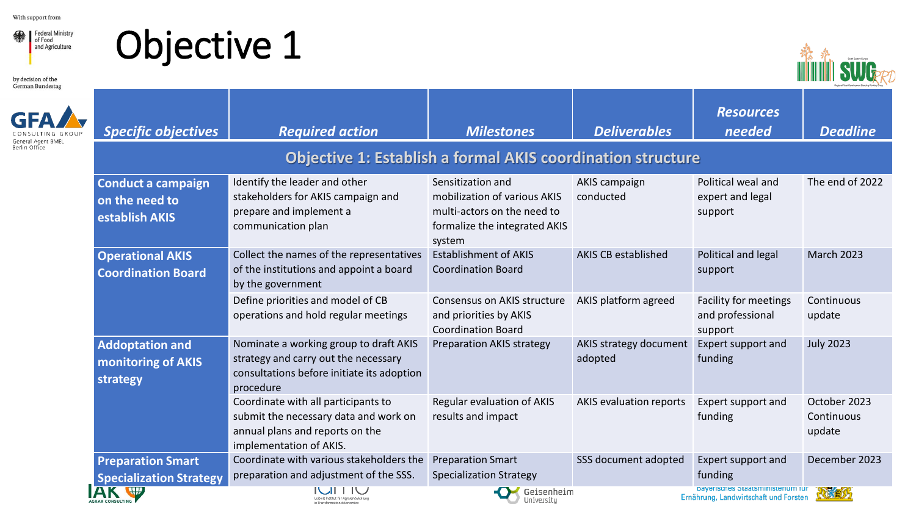# Objective 1

| *Specific objectives* | *Required action* | *Milestones* | *Deliverables* | *Resources needed* | *Deadline* |
|---|---|---|---|---|---|
| **Objective 1: Establish a formal AKIS coordination structure** | | | | | |
| **Conduct a campaign on the need to establish AKIS** | Identify the leader and other stakeholders for AKIS campaign and prepare and implement a communication plan | Sensitization and mobilization of various AKIS multi-actors on the need to formalize the integrated AKIS system | AKIS campaign conducted | Political weal and expert and legal support | The end of 2022 |
| **Operational AKIS Coordination Board** | Collect the names of the representatives of the institutions and appoint a board by the government | Establishment of AKIS Coordination Board | AKIS CB established | Political and legal support | March 2023 |
| | Define priorities and model of CB operations and hold regular meetings | Consensus on AKIS structure and priorities by AKIS Coordination Board | AKIS platform agreed | Facility for meetings and professional support | Continuous update |
| **Addoptation and monitoring of AKIS strategy** | Nominate a working group to draft AKIS strategy and carry out the necessary consultations before initiate its adoption procedure | Preparation AKIS strategy | AKIS strategy document adopted | Expert support and funding | July 2023 |
| | Coordinate with all participants to submit the necessary data and work on annual plans and reports on the implementation of AKIS. | Regular evaluation of AKIS results and impact | AKIS evaluation reports | Expert support and funding | October 2023 Continuous update |
| **Preparation Smart Specialization Strategy** | Coordinate with various stakeholders the preparation and adjustment of the SSS. | Preparation Smart Specialization Strategy | SSS document adopted | Expert support and funding | December 2023 |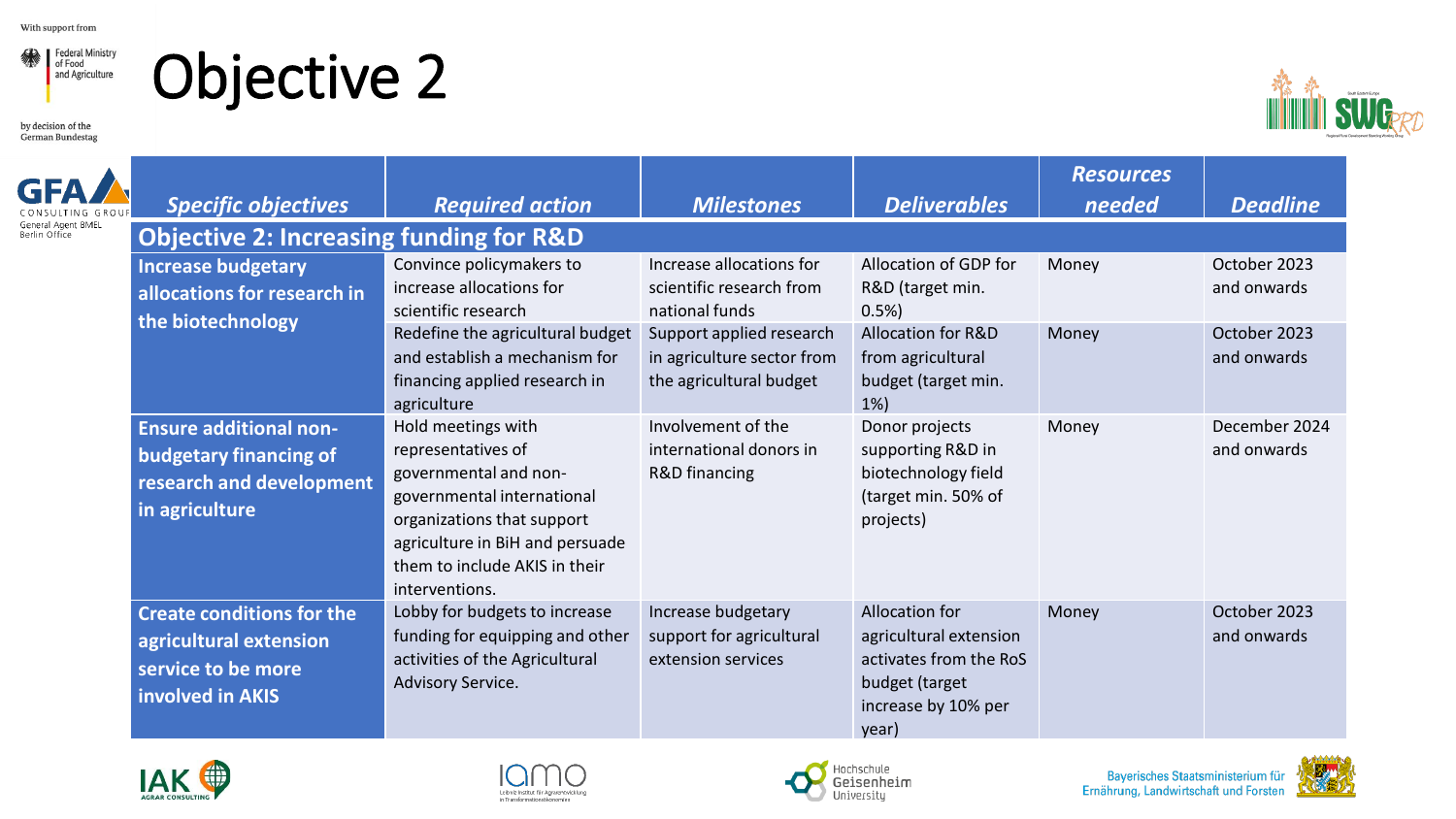# Objective 2

| *Specific objectives* | *Required action* | *Milestones* | *Deliverables* | *Resources needed* | *Deadline* |
|---|---|---|---|---|---|
| **Objective 2: Increasing funding for R&D** | | | | | |
| **Increase budgetary allocations for research in the biotechnology** | Convince policymakers to increase allocations for scientific research | Increase allocations for scientific research from national funds | Allocation of GDP for R&D (target min. 0.5%) | Money | October 2023 and onwards |
| | Redefine the agricultural budget and establish a mechanism for financing applied research in agriculture | Support applied research in agriculture sector from the agricultural budget | Allocation for R&D from agricultural budget (target min. 1%) | Money | October 2023 and onwards |
| **Ensure additional non-budgetary financing of research and development in agriculture** | Hold meetings with representatives of governmental and non-governmental international organizations that support agriculture in BiH and persuade them to include AKIS in their interventions. | Involvement of the international donors in R&D financing | Donor projects supporting R&D in biotechnology field (target min. 50% of projects) | Money | December 2024 and onwards |
| **Create conditions for the agricultural extension service to be more involved in AKIS** | Lobby for budgets to increase funding for equipping and other activities of the Agricultural Advisory Service. | Increase budgetary support for agricultural extension services | Allocation for agricultural extension activates from the RoS budget (target increase by 10% per year) | Money | October 2023 and onwards |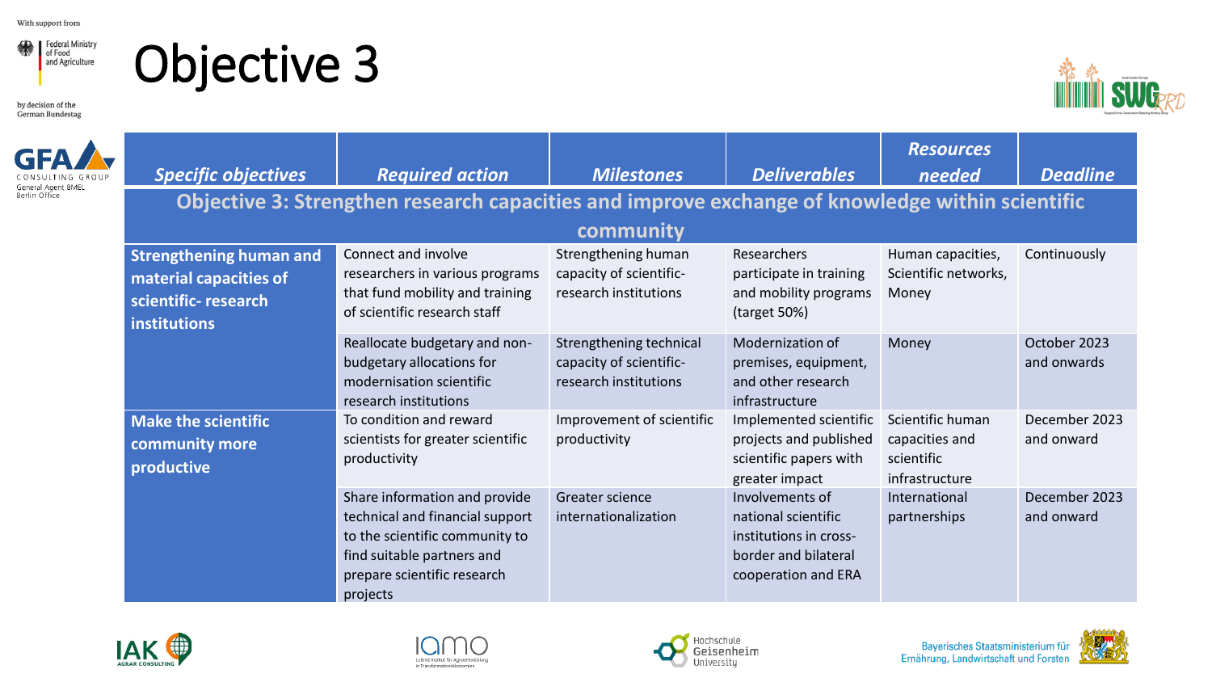# Objective 3

| Specific objectives | Required action | Milestones | Deliverables | Resources needed | Deadline |
|---|---|---|---|---|---|
| **Objective 3: Strengthen research capacities and improve exchange of knowledge within scientific community** | | | | | |
| **Strengthening human and material capacities of scientific- research institutions** | Connect and involve researchers in various programs that fund mobility and training of scientific research staff | Strengthening human capacity of scientific-research institutions | Researchers participate in training and mobility programs (target 50%) | Human capacities, Scientific networks, Money | Continuously |
| | Reallocate budgetary and non-budgetary allocations for modernisation scientific research institutions | Strengthening technical capacity of scientific-research institutions | Modernization of premises, equipment, and other research infrastructure | Money | October 2023 and onwards |
| **Make the scientific community more productive** | To condition and reward scientists for greater scientific productivity | Improvement of scientific productivity | Implemented scientific projects and published scientific papers with greater impact | Scientific human capacities and scientific infrastructure | December 2023 and onward |
| | Share information and provide technical and financial support to the scientific community to find suitable partners and prepare scientific research projects | Greater science internationalization | Involvements of national scientific institutions in cross-border and bilateral cooperation and ERA | International partnerships | December 2023 and onward |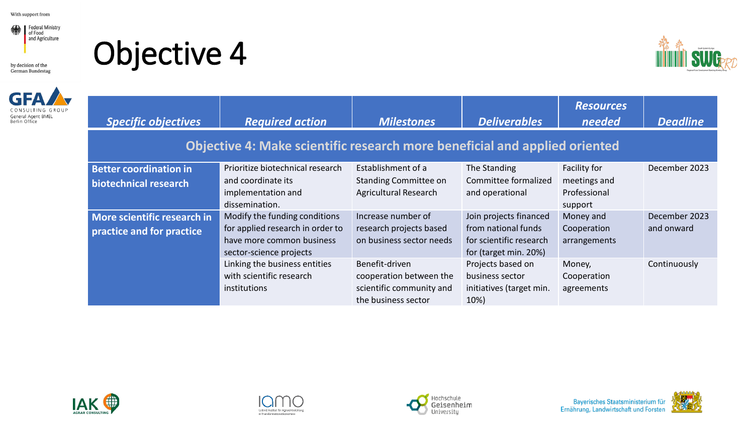# Objective 4

| *Specific objectives* | *Required action* | *Milestones* | *Deliverables* | *Resources needed* | *Deadline* |
|---|---|---|---|---|---|
| **Objective 4: Make scientific research more beneficial and applied oriented** | | | | | |
| **Better coordination in biotechnical research** | Prioritize biotechnical research and coordinate its implementation and dissemination. | Establishment of a Standing Committee on Agricultural Research | The Standing Committee formalized and operational | Facility for meetings and Professional support | December 2023 |
| **More scientific research in practice and for practice** | Modify the funding conditions for applied research in order to have more common business sector-science projects | Increase number of research projects based on business sector needs | Join projects financed from national funds for scientific research for (target min. 20%) | Money and Cooperation arrangements | December 2023 and onward |
| | Linking the business entities with scientific research institutions | Benefit-driven cooperation between the scientific community and the business sector | Projects based on business sector initiatives (target min. 10%) | Money, Cooperation agreements | Continuously |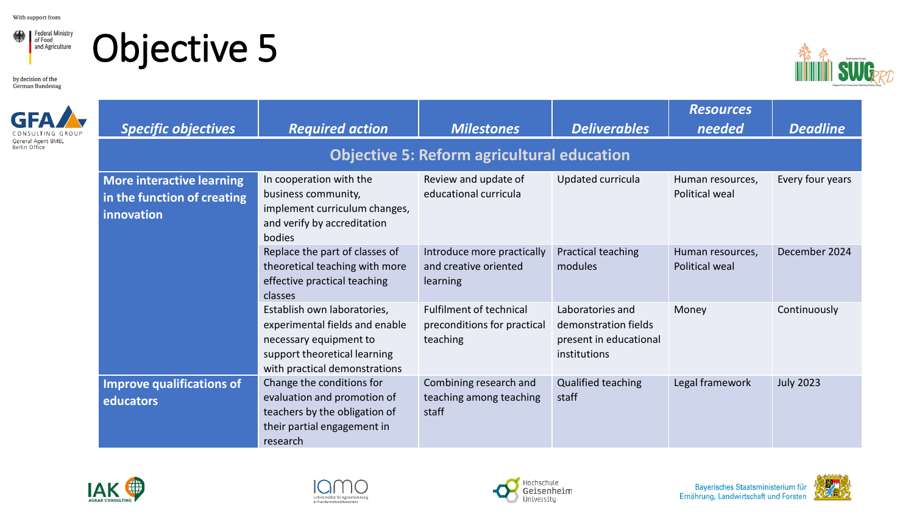# Objective 5

| Specific objectives | Required action | Milestones | Deliverables | Resources needed | Deadline |
|---|---|---|---|---|---|
| **Objective 5: Reform agricultural education** | | | | | |
| **More interactive learning in the function of creating innovation** | In cooperation with the business community, implement curriculum changes, and verify by accreditation bodies | Review and update of educational curricula | Updated curricula | Human resources, Political weal | Every four years |
| | Replace the part of classes of theoretical teaching with more effective practical teaching classes | Introduce more practically and creative oriented learning | Practical teaching modules | Human resources, Political weal | December 2024 |
| | Establish own laboratories, experimental fields and enable necessary equipment to support theoretical learning with practical demonstrations | Fulfilment of technical preconditions for practical teaching | Laboratories and demonstration fields present in educational institutions | Money | Continuously |
| **Improve qualifications of educators** | Change the conditions for evaluation and promotion of teachers by the obligation of their partial engagement in research | Combining research and teaching among teaching staff | Qualified teaching staff | Legal framework | July 2023 |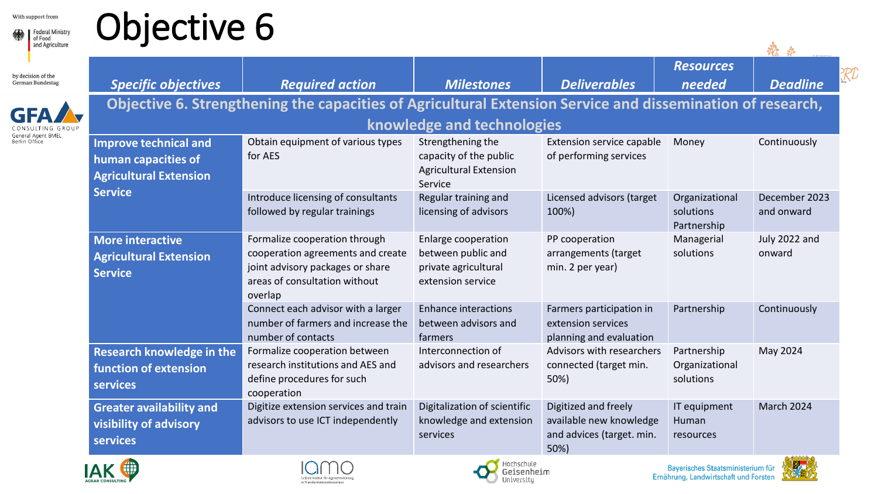# Objective 6

| Specific objectives | Required action | Milestones | Deliverables | Resources needed | Deadline |
|---|---|---|---|---|---|
| **Objective 6. Strengthening the capacities of Agricultural Extension Service and dissemination of research, knowledge and technologies** | | | | | |
| **Improve technical and human capacities of Agricultural Extension Service** | Obtain equipment of various types for AES | Strengthening the capacity of the public Agricultural Extension Service | Extension service capable of performing services | Money | Continuously |
| | Introduce licensing of consultants followed by regular trainings | Regular training and licensing of advisors | Licensed advisors (target 100%) | Organizational solutions Partnership | December 2023 and onward |
| **More interactive Agricultural Extension Service** | Formalize cooperation through cooperation agreements and create joint advisory packages or share areas of consultation without overlap | Enlarge cooperation between public and private agricultural extension service | PP cooperation arrangements (target min. 2 per year) | Managerial solutions | July 2022 and onward |
| | Connect each advisor with a larger number of farmers and increase the number of contacts | Enhance interactions between advisors and farmers | Farmers participation in extension services planning and evaluation | Partnership | Continuously |
| **Research knowledge in the function of extension services** | Formalize cooperation between research institutions and AES and define procedures for such cooperation | Interconnection of advisors and researchers | Advisors with researchers connected (target min. 50%) | Partnership Organizational solutions | May 2024 |
| **Greater availability and visibility of advisory services** | Digitize extension services and train advisors to use ICT independently | Digitalization of scientific knowledge and extension services | Digitized and freely available new knowledge and advices (target. min. 50%) | IT equipment Human resources | March 2024 |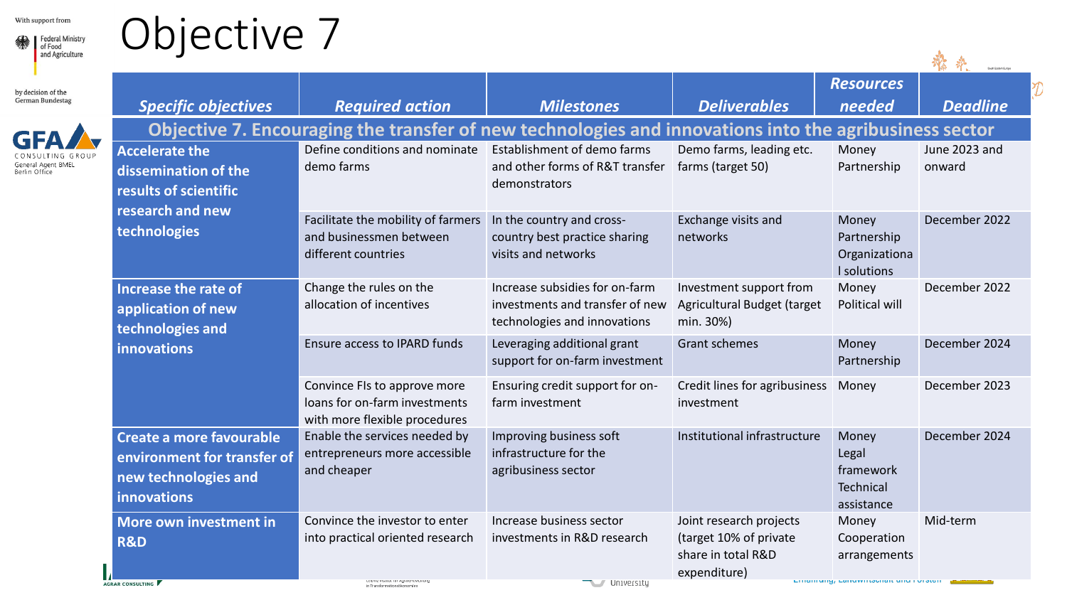# Objective 7

| Specific objectives | Required action | Milestones | Deliverables | Resources needed | Deadline |
|---|---|---|---|---|---|
| **Objective 7. Encouraging the transfer of new technologies and innovations into the agribusiness sector** | | | | | |
| Accelerate the dissemination of the results of scientific research and new technologies | Define conditions and nominate demo farms | Establishment of demo farms and other forms of R&T transfer demonstrators | Demo farms, leading etc. farms (target 50) | Money<br>Partnership | June 2023 and onward |
| | Facilitate the mobility of farmers and businessmen between different countries | In the country and cross-country best practice sharing visits and networks | Exchange visits and networks | Money<br>Partnership<br>Organizational solutions | December 2022 |
| Increase the rate of application of new technologies and innovations | Change the rules on the allocation of incentives | Increase subsidies for on-farm investments and transfer of new technologies and innovations | Investment support from Agricultural Budget (target min. 30%) | Money<br>Political will | December 2022 |
| | Ensure access to IPARD funds | Leveraging additional grant support for on-farm investment | Grant schemes | Money<br>Partnership | December 2024 |
| | Convince FIs to approve more loans for on-farm investments with more flexible procedures | Ensuring credit support for on-farm investment | Credit lines for agribusiness investment | Money | December 2023 |
| Create a more favourable environment for transfer of new technologies and innovations | Enable the services needed by entrepreneurs more accessible and cheaper | Improving business soft infrastructure for the agribusiness sector | Institutional infrastructure | Money<br>Legal framework<br>Technical assistance | December 2024 |
| More own investment in R&D | Convince the investor to enter into practical oriented research | Increase business sector investments in R&D research | Joint research projects (target 10% of private share in total R&D expenditure) | Money<br>Cooperation arrangements | Mid-term |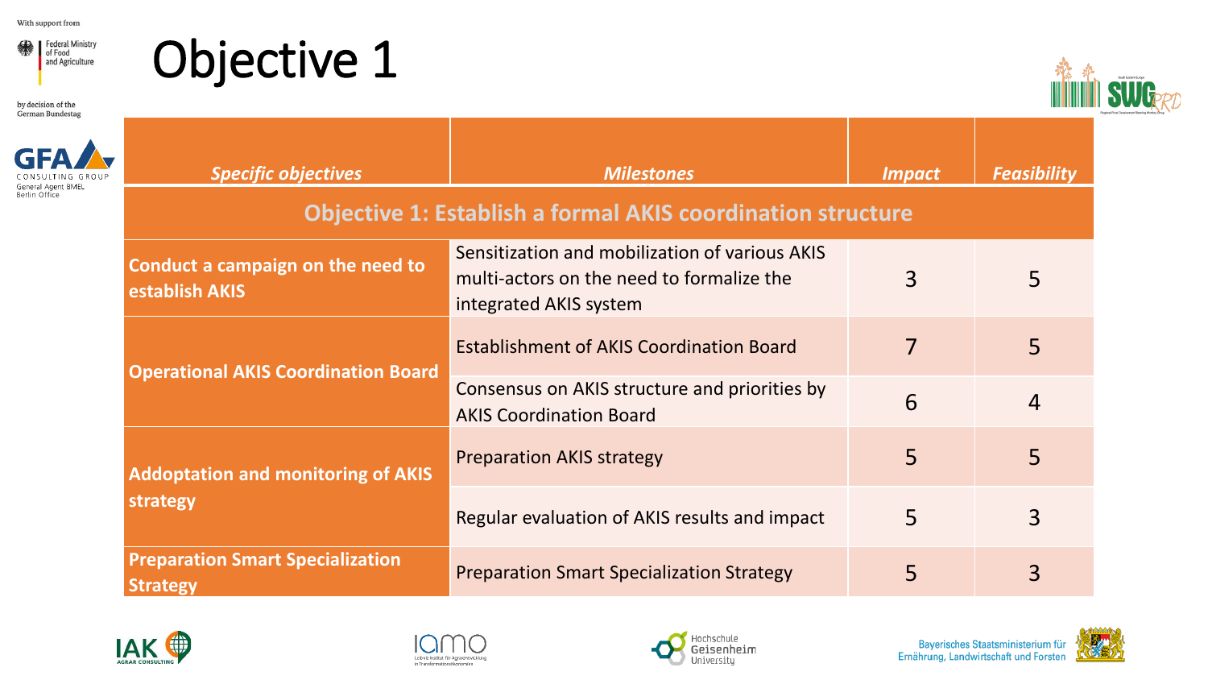# Objective 1

| *Specific objectives* | *Milestones* | *Impact* | *Feasibility* |
|---|---|---|---|
| **Objective 1: Establish a formal AKIS coordination structure** | | | |
| **Conduct a campaign on the need to establish AKIS** | Sensitization and mobilization of various AKIS multi-actors on the need to formalize the integrated AKIS system | 3 | 5 |
| **Operational AKIS Coordination Board** | Establishment of AKIS Coordination Board | 7 | 5 |
| | Consensus on AKIS structure and priorities by AKIS Coordination Board | 6 | 4 |
| **Addoptation and monitoring of AKIS strategy** | Preparation AKIS strategy | 5 | 5 |
| | Regular evaluation of AKIS results and impact | 5 | 3 |
| **Preparation Smart Specialization Strategy** | Preparation Smart Specialization Strategy | 5 | 3 |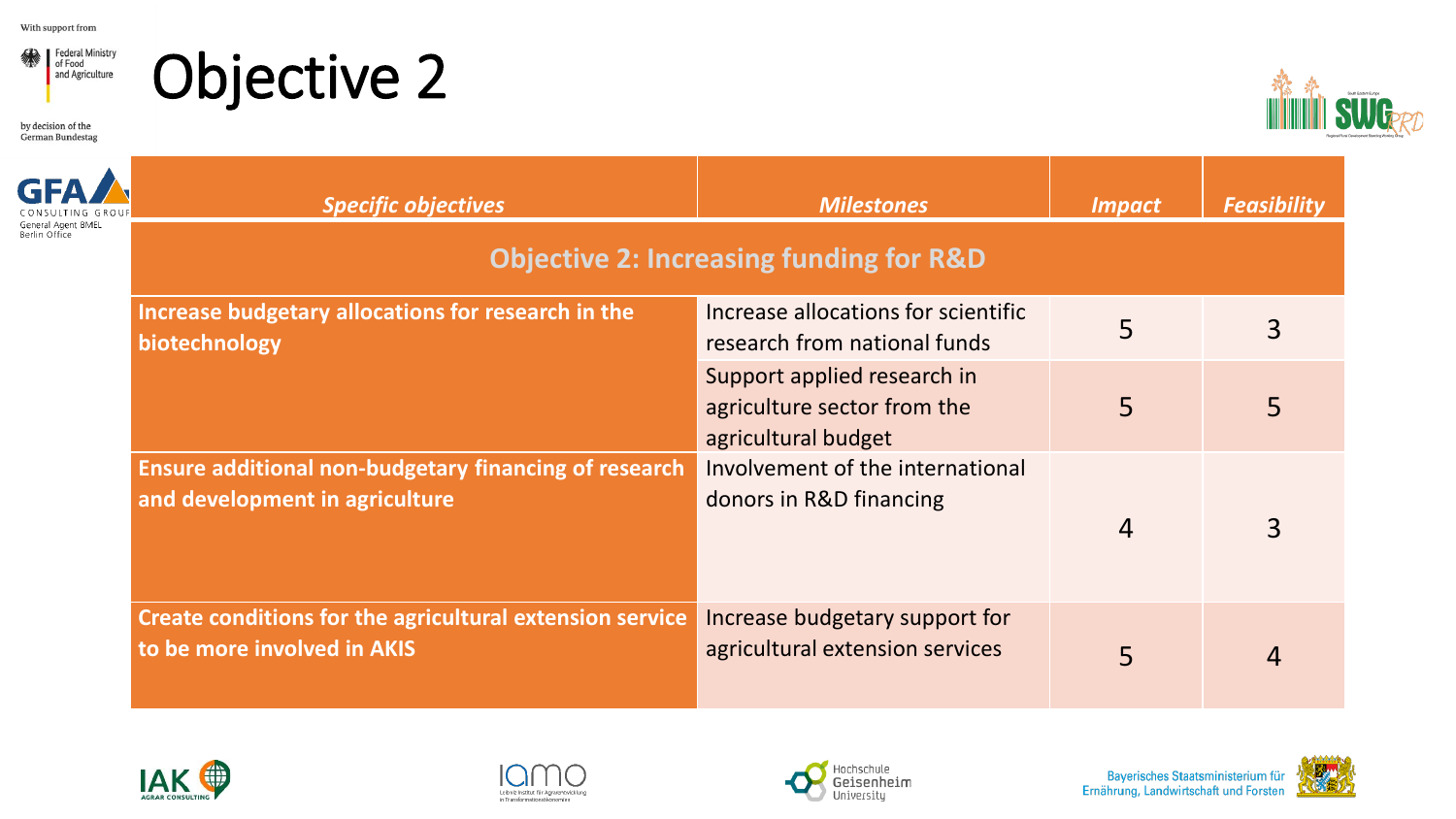# Objective 2

| *Specific objectives* | *Milestones* | *Impact* | *Feasibility* |
|---|---|---|---|
| **Objective 2: Increasing funding for R&D** | | | |
| **Increase budgetary allocations for research in the biotechnology** | Increase allocations for scientific research from national funds | 5 | 3 |
| | Support applied research in agriculture sector from the agricultural budget | 5 | 5 |
| **Ensure additional non-budgetary financing of research and development in agriculture** | Involvement of the international donors in R&D financing | 4 | 3 |
| **Create conditions for the agricultural extension service to be more involved in AKIS** | Increase budgetary support for agricultural extension services | 5 | 4 |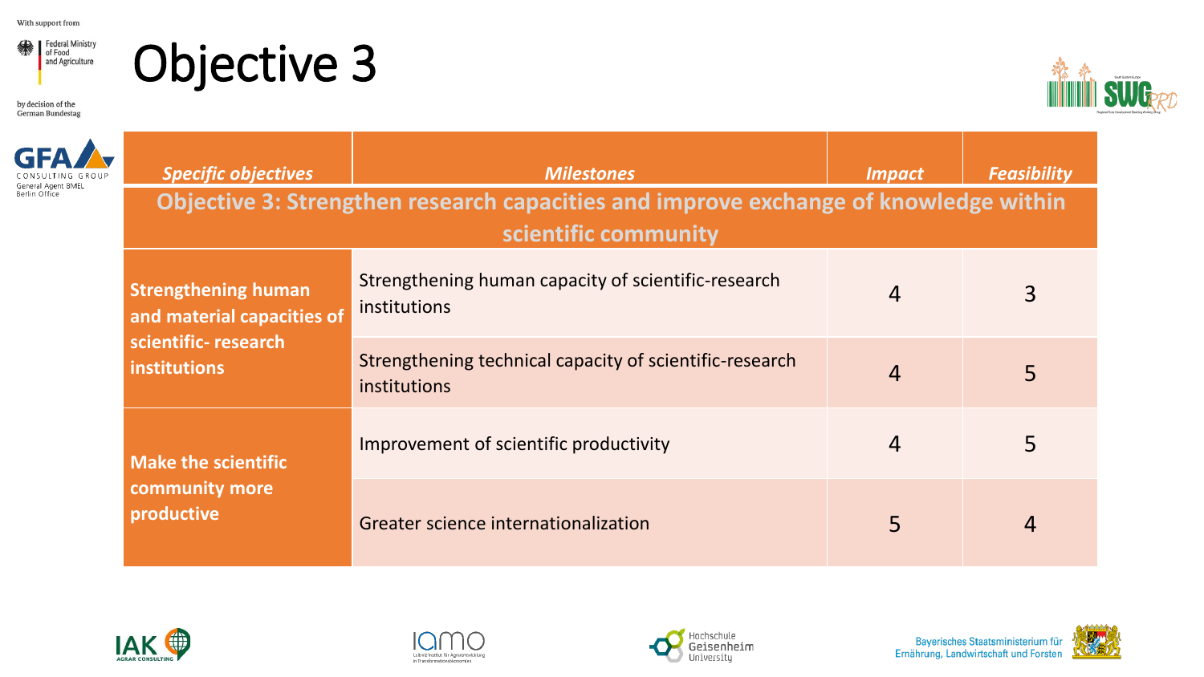# Objective 3

| *Specific objectives* | *Milestones* | *Impact* | *Feasibility* |
|---|---|---|---|
| **Objective 3: Strengthen research capacities and improve exchange of knowledge within scientific community** | | | |
| **Strengthening human and material capacities of scientific- research institutions** | Strengthening human capacity of scientific-research institutions | 4 | 3 |
| | Strengthening technical capacity of scientific-research institutions | 4 | 5 |
| **Make the scientific community more productive** | Improvement of scientific productivity | 4 | 5 |
| | Greater science internationalization | 5 | 4 |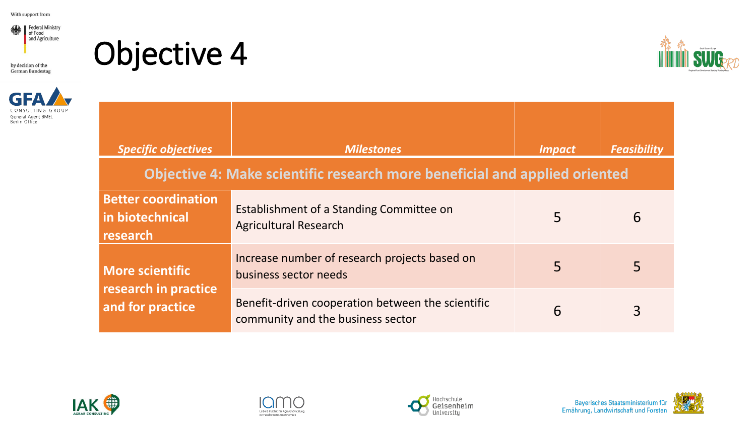# Objective 4

| *Specific objectives* | *Milestones* | *Impact* | *Feasibility* |
|---|---|---|---|
| **Objective 4: Make scientific research more beneficial and applied oriented** | | | |
| **Better coordination in biotechnical research** | Establishment of a Standing Committee on Agricultural Research | 5 | 6 |
| **More scientific research in practice and for practice** | Increase number of research projects based on business sector needs | 5 | 5 |
| | Benefit-driven cooperation between the scientific community and the business sector | 6 | 3 |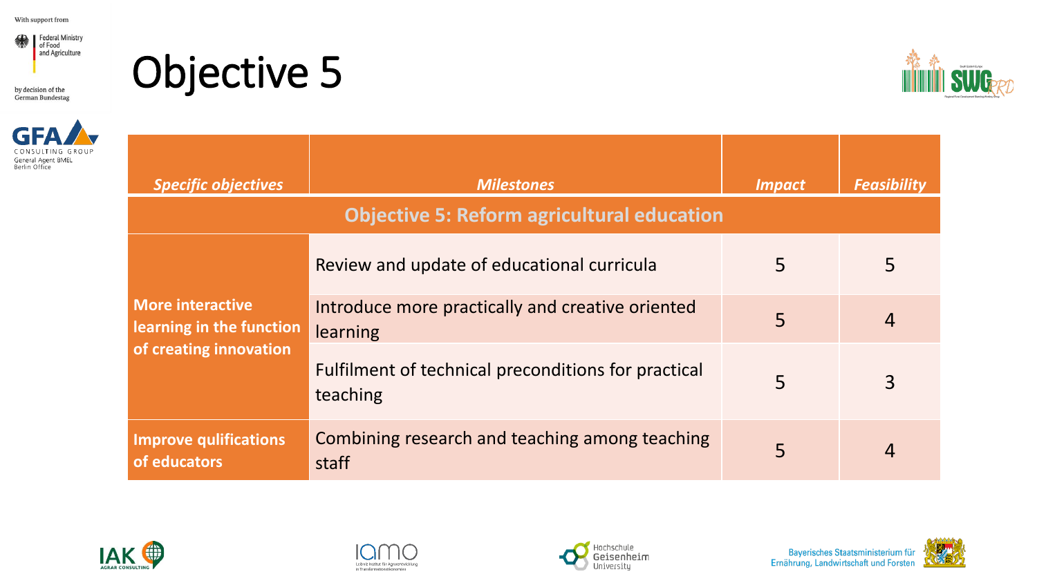# Objective 5

| *Specific objectives* | *Milestones* | *Impact* | *Feasibility* |
|---|---|---|---|
| **Objective 5: Reform agricultural education** | | | |
| **More interactive learning in the function of creating innovation** | Review and update of educational curricula | 5 | 5 |
| | Introduce more practically and creative oriented learning | 5 | 4 |
| | Fulfilment of technical preconditions for practical teaching | 5 | 3 |
| **Improve qulifications of educators** | Combining research and teaching among teaching staff | 5 | 4 |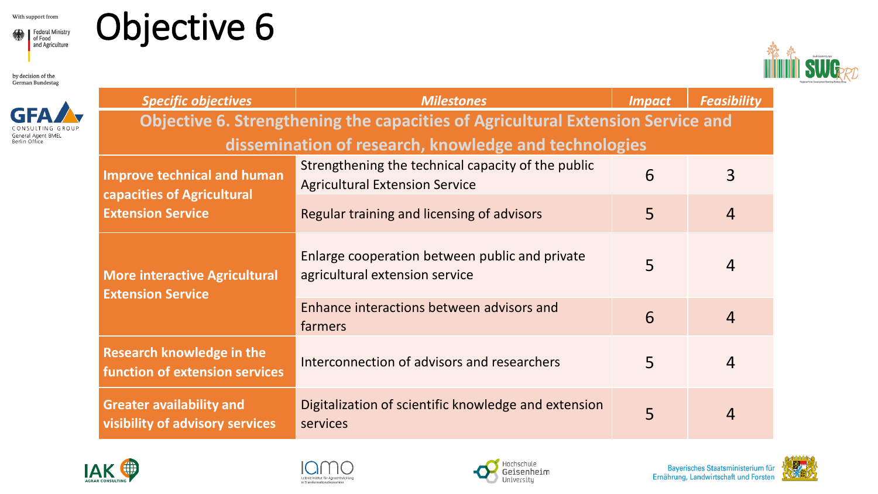# Objective 6

| *Specific objectives* | *Milestones* | *Impact* | *Feasibility* |
|---|---|---|---|
| **Objective 6. Strengthening the capacities of Agricultural Extension Service and dissemination of research, knowledge and technologies** | | | |
| **Improve technical and human capacities of Agricultural Extension Service** | Strengthening the technical capacity of the public Agricultural Extension Service | 6 | 3 |
| | Regular training and licensing of advisors | 5 | 4 |
| **More interactive Agricultural Extension Service** | Enlarge cooperation between public and private agricultural extension service | 5 | 4 |
| | Enhance interactions between advisors and farmers | 6 | 4 |
| **Research knowledge in the function of extension services** | Interconnection of advisors and researchers | 5 | 4 |
| **Greater availability and visibility of advisory services** | Digitalization of scientific knowledge and extension services | 5 | 4 |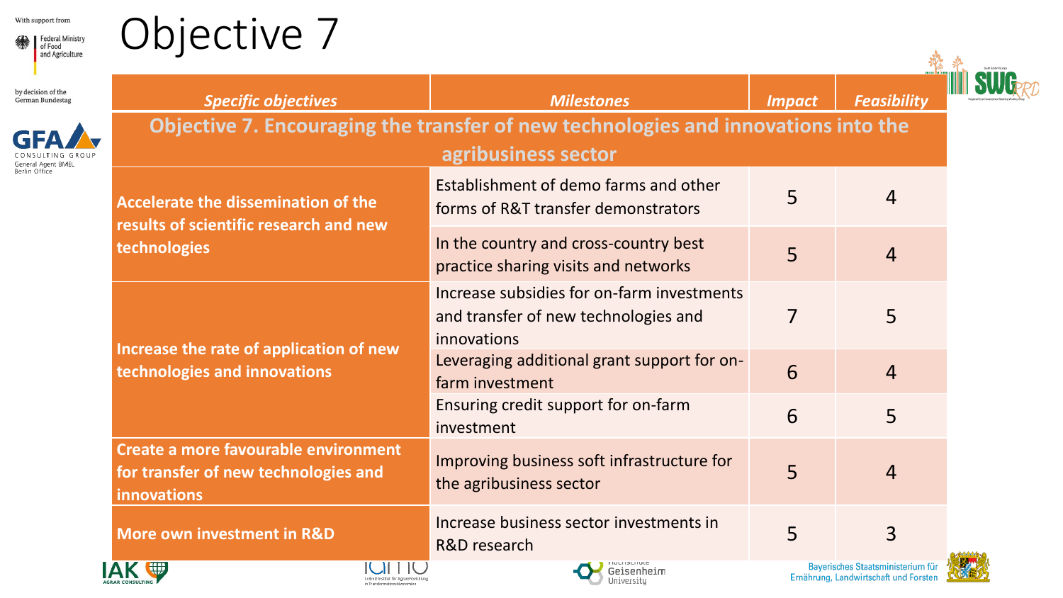# Objective 7

| *Specific objectives* | *Milestones* | *Impact* | *Feasibility* |
|---|---|---|---|
| **Objective 7. Encouraging the transfer of new technologies and innovations into the agribusiness sector** | | | |
| **Accelerate the dissemination of the results of scientific research and new technologies** | Establishment of demo farms and other forms of R&T transfer demonstrators | 5 | 4 |
| | In the country and cross-country best practice sharing visits and networks | 5 | 4 |
| **Increase the rate of application of new technologies and innovations** | Increase subsidies for on-farm investments and transfer of new technologies and innovations | 7 | 5 |
| | Leveraging additional grant support for on-farm investment | 6 | 4 |
| | Ensuring credit support for on-farm investment | 6 | 5 |
| **Create a more favourable environment for transfer of new technologies and innovations** | Improving business soft infrastructure for the agribusiness sector | 5 | 4 |
| **More own investment in R&D** | Increase business sector investments in R&D research | 5 | 3 |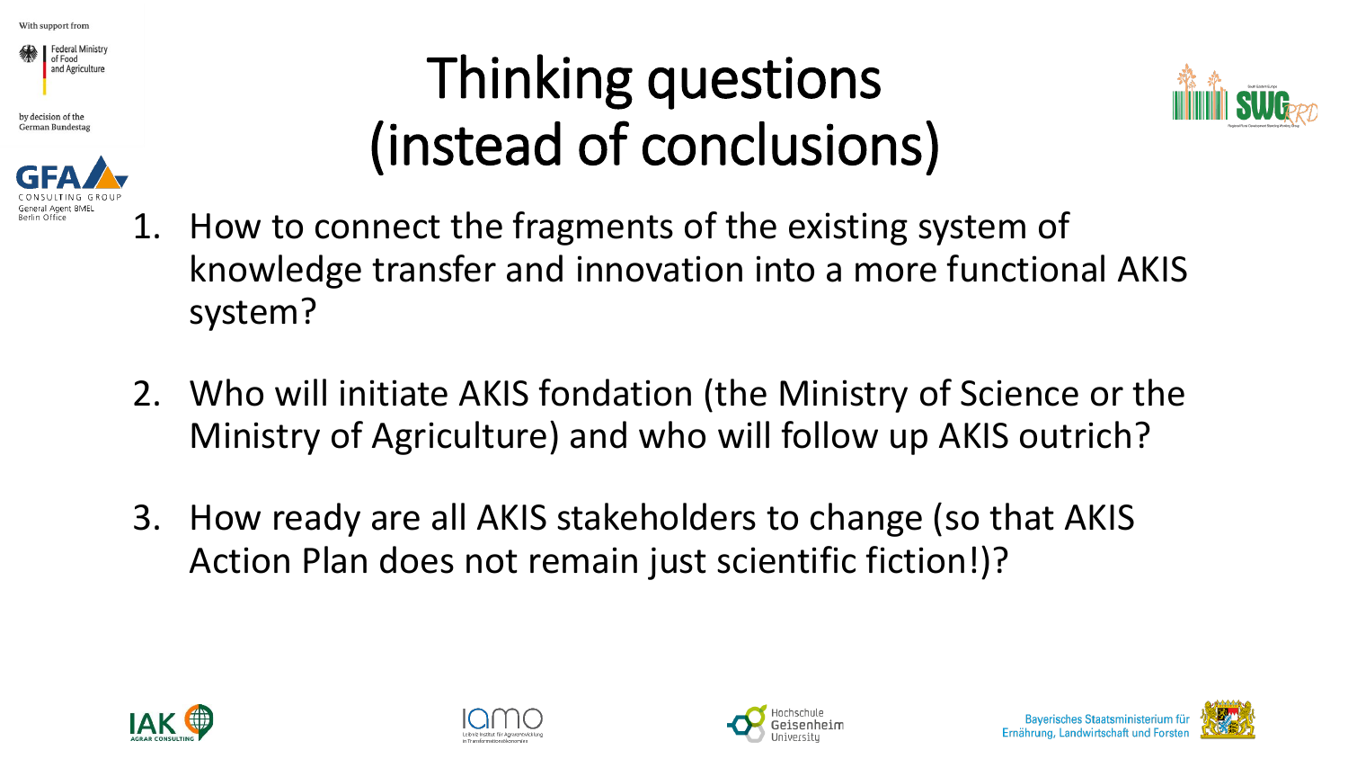# Thinking questions (instead of conclusions)

1. How to connect the fragments of the existing system of knowledge transfer and innovation into a more functional AKIS system?

2. Who will initiate AKIS fondation (the Ministry of Science or the Ministry of Agriculture) and who will follow up AKIS outrich?

3. How ready are all AKIS stakeholders to change (so that AKIS Action Plan does not remain just scientific fiction!)?